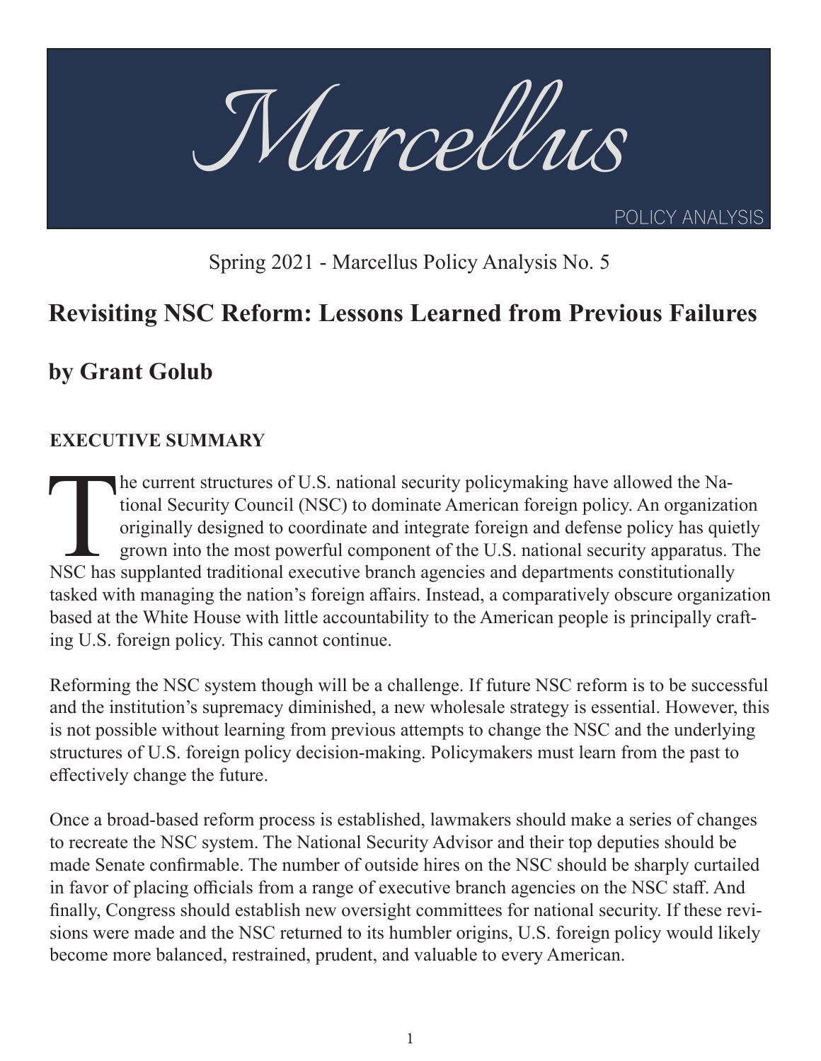# Marcellus

POLICY ANALYSIS

Spring 2021 - Marcellus Policy Analysis No. 5

## Revisiting NSC Reform: Lessons Learned from Previous Failures

## by Grant Golub

### EXECUTIVE SUMMARY

The current structures of U.S. national security policymaking have allowed the National Security Council (NSC) to dominate American foreign policy. An organization originally designed to coordinate and integrate foreign and defense policy has quietly grown into the most powerful component of the U.S. national security apparatus. The NSC has supplanted traditional executive branch agencies and departments constitutionally tasked with managing the nation's foreign affairs. Instead, a comparatively obscure organization based at the White House with little accountability to the American people is principally crafting U.S. foreign policy. This cannot continue.

Reforming the NSC system though will be a challenge. If future NSC reform is to be successful and the institution's supremacy diminished, a new wholesale strategy is essential. However, this is not possible without learning from previous attempts to change the NSC and the underlying structures of U.S. foreign policy decision-making. Policymakers must learn from the past to effectively change the future.

Once a broad-based reform process is established, lawmakers should make a series of changes to recreate the NSC system. The National Security Advisor and their top deputies should be made Senate confirmable. The number of outside hires on the NSC should be sharply curtailed in favor of placing officials from a range of executive branch agencies on the NSC staff. And finally, Congress should establish new oversight committees for national security. If these revisions were made and the NSC returned to its humbler origins, U.S. foreign policy would likely become more balanced, restrained, prudent, and valuable to every American.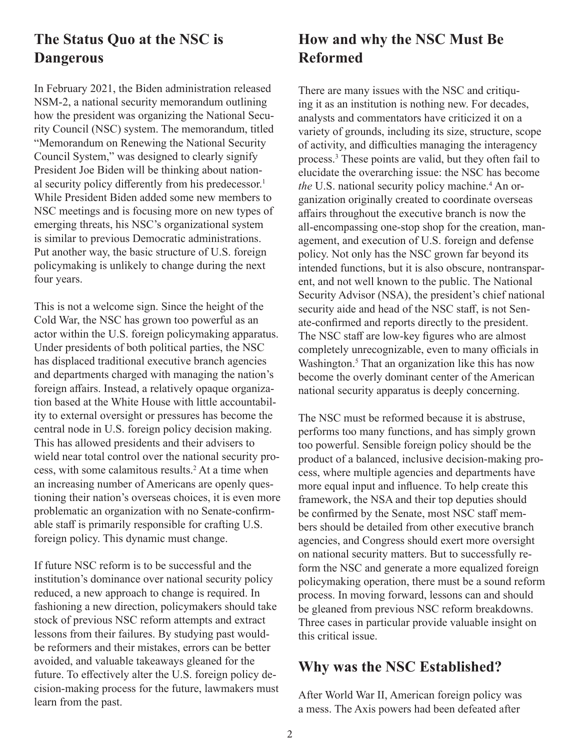## The Status Quo at the NSC is Dangerous

In February 2021, the Biden administration released NSM-2, a national security memorandum outlining how the president was organizing the National Security Council (NSC) system. The memorandum, titled "Memorandum on Renewing the National Security Council System," was designed to clearly signify President Joe Biden will be thinking about national security policy differently from his predecessor.[1] While President Biden added some new members to NSC meetings and is focusing more on new types of emerging threats, his NSC's organizational system is similar to previous Democratic administrations. Put another way, the basic structure of U.S. foreign policymaking is unlikely to change during the next four years.

This is not a welcome sign. Since the height of the Cold War, the NSC has grown too powerful as an actor within the U.S. foreign policymaking apparatus. Under presidents of both political parties, the NSC has displaced traditional executive branch agencies and departments charged with managing the nation's foreign affairs. Instead, a relatively opaque organization based at the White House with little accountability to external oversight or pressures has become the central node in U.S. foreign policy decision making. This has allowed presidents and their advisers to wield near total control over the national security process, with some calamitous results.[2] At a time when an increasing number of Americans are openly questioning their nation's overseas choices, it is even more problematic an organization with no Senate-confirmable staff is primarily responsible for crafting U.S. foreign policy. This dynamic must change.

If future NSC reform is to be successful and the institution's dominance over national security policy reduced, a new approach to change is required. In fashioning a new direction, policymakers should take stock of previous NSC reform attempts and extract lessons from their failures. By studying past would-be reformers and their mistakes, errors can be better avoided, and valuable takeaways gleaned for the future. To effectively alter the U.S. foreign policy decision-making process for the future, lawmakers must learn from the past.

## How and why the NSC Must Be Reformed

There are many issues with the NSC and critiquing it as an institution is nothing new. For decades, analysts and commentators have criticized it on a variety of grounds, including its size, structure, scope of activity, and difficulties managing the interagency process.[3] These points are valid, but they often fail to elucidate the overarching issue: the NSC has become *the* U.S. national security policy machine.[4] An organization originally created to coordinate overseas affairs throughout the executive branch is now the all-encompassing one-stop shop for the creation, management, and execution of U.S. foreign and defense policy. Not only has the NSC grown far beyond its intended functions, but it is also obscure, nontransparent, and not well known to the public. The National Security Advisor (NSA), the president's chief national security aide and head of the NSC staff, is not Senate-confirmed and reports directly to the president. The NSC staff are low-key figures who are almost completely unrecognizable, even to many officials in Washington.[5] That an organization like this has now become the overly dominant center of the American national security apparatus is deeply concerning.

The NSC must be reformed because it is abstruse, performs too many functions, and has simply grown too powerful. Sensible foreign policy should be the product of a balanced, inclusive decision-making process, where multiple agencies and departments have more equal input and influence. To help create this framework, the NSA and their top deputies should be confirmed by the Senate, most NSC staff members should be detailed from other executive branch agencies, and Congress should exert more oversight on national security matters. But to successfully reform the NSC and generate a more equalized foreign policymaking operation, there must be a sound reform process. In moving forward, lessons can and should be gleaned from previous NSC reform breakdowns. Three cases in particular provide valuable insight on this critical issue.

## Why was the NSC Established?

After World War II, American foreign policy was a mess. The Axis powers had been defeated after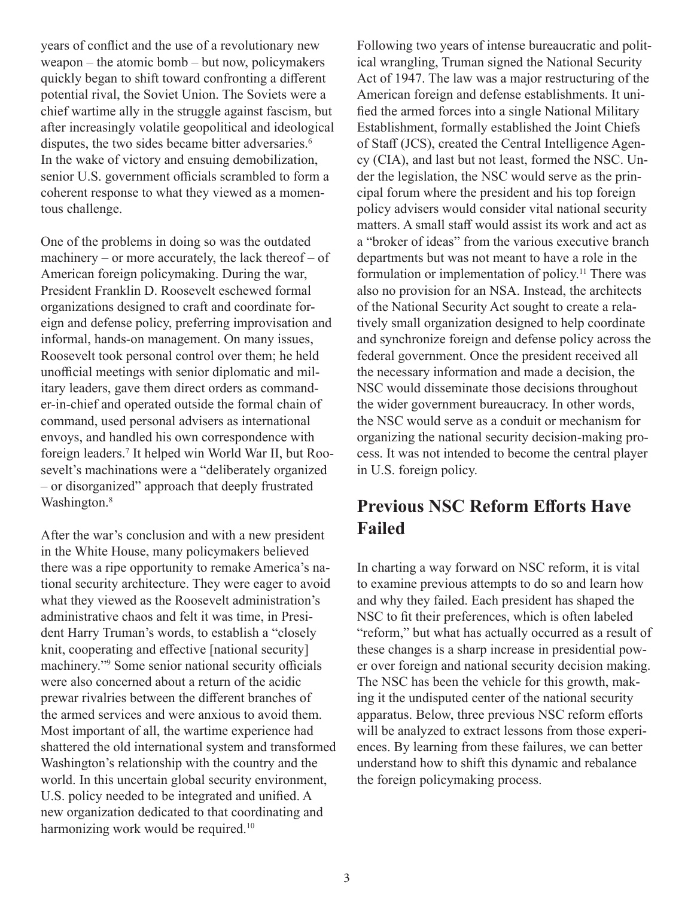years of conflict and the use of a revolutionary new weapon – the atomic bomb – but now, policymakers quickly began to shift toward confronting a different potential rival, the Soviet Union. The Soviets were a chief wartime ally in the struggle against fascism, but after increasingly volatile geopolitical and ideological disputes, the two sides became bitter adversaries.[6] In the wake of victory and ensuing demobilization, senior U.S. government officials scrambled to form a coherent response to what they viewed as a momentous challenge.

One of the problems in doing so was the outdated machinery – or more accurately, the lack thereof – of American foreign policymaking. During the war, President Franklin D. Roosevelt eschewed formal organizations designed to craft and coordinate foreign and defense policy, preferring improvisation and informal, hands-on management. On many issues, Roosevelt took personal control over them; he held unofficial meetings with senior diplomatic and military leaders, gave them direct orders as commander-in-chief and operated outside the formal chain of command, used personal advisers as international envoys, and handled his own correspondence with foreign leaders.[7] It helped win World War II, but Roosevelt's machinations were a "deliberately organized – or disorganized" approach that deeply frustrated Washington.[8]

After the war's conclusion and with a new president in the White House, many policymakers believed there was a ripe opportunity to remake America's national security architecture. They were eager to avoid what they viewed as the Roosevelt administration's administrative chaos and felt it was time, in President Harry Truman's words, to establish a "closely knit, cooperating and effective [national security] machinery."[9] Some senior national security officials were also concerned about a return of the acidic prewar rivalries between the different branches of the armed services and were anxious to avoid them. Most important of all, the wartime experience had shattered the old international system and transformed Washington's relationship with the country and the world. In this uncertain global security environment, U.S. policy needed to be integrated and unified. A new organization dedicated to that coordinating and harmonizing work would be required.[10]

Following two years of intense bureaucratic and political wrangling, Truman signed the National Security Act of 1947. The law was a major restructuring of the American foreign and defense establishments. It unified the armed forces into a single National Military Establishment, formally established the Joint Chiefs of Staff (JCS), created the Central Intelligence Agency (CIA), and last but not least, formed the NSC. Under the legislation, the NSC would serve as the principal forum where the president and his top foreign policy advisers would consider vital national security matters. A small staff would assist its work and act as a "broker of ideas" from the various executive branch departments but was not meant to have a role in the formulation or implementation of policy.[11] There was also no provision for an NSA. Instead, the architects of the National Security Act sought to create a relatively small organization designed to help coordinate and synchronize foreign and defense policy across the federal government. Once the president received all the necessary information and made a decision, the NSC would disseminate those decisions throughout the wider government bureaucracy. In other words, the NSC would serve as a conduit or mechanism for organizing the national security decision-making process. It was not intended to become the central player in U.S. foreign policy.

## Previous NSC Reform Efforts Have Failed

In charting a way forward on NSC reform, it is vital to examine previous attempts to do so and learn how and why they failed. Each president has shaped the NSC to fit their preferences, which is often labeled "reform," but what has actually occurred as a result of these changes is a sharp increase in presidential power over foreign and national security decision making. The NSC has been the vehicle for this growth, making it the undisputed center of the national security apparatus. Below, three previous NSC reform efforts will be analyzed to extract lessons from those experiences. By learning from these failures, we can better understand how to shift this dynamic and rebalance the foreign policymaking process.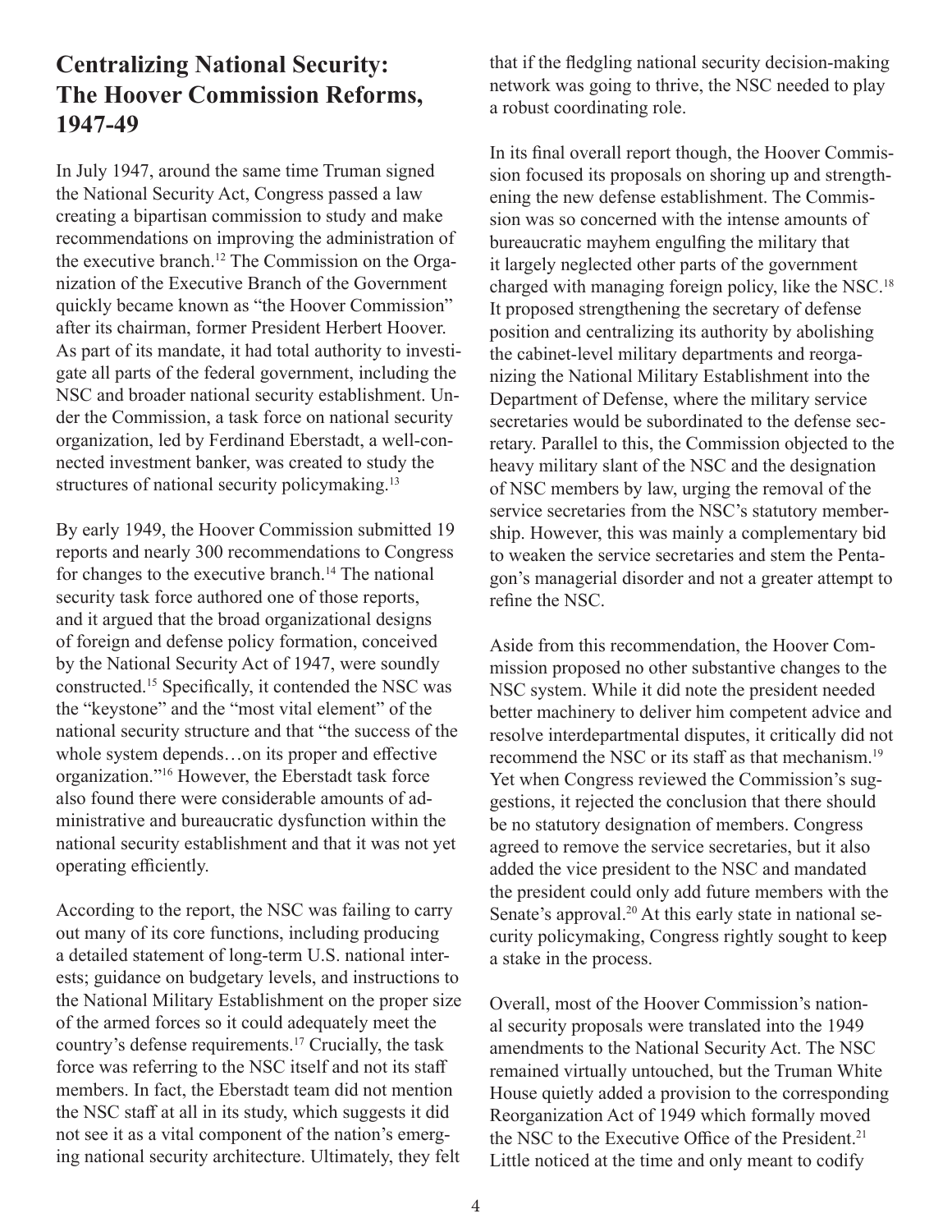## Centralizing National Security: The Hoover Commission Reforms, 1947-49

In July 1947, around the same time Truman signed the National Security Act, Congress passed a law creating a bipartisan commission to study and make recommendations on improving the administration of the executive branch.[12] The Commission on the Organization of the Executive Branch of the Government quickly became known as "the Hoover Commission" after its chairman, former President Herbert Hoover. As part of its mandate, it had total authority to investigate all parts of the federal government, including the NSC and broader national security establishment. Under the Commission, a task force on national security organization, led by Ferdinand Eberstadt, a well-connected investment banker, was created to study the structures of national security policymaking.[13]

By early 1949, the Hoover Commission submitted 19 reports and nearly 300 recommendations to Congress for changes to the executive branch.[14] The national security task force authored one of those reports, and it argued that the broad organizational designs of foreign and defense policy formation, conceived by the National Security Act of 1947, were soundly constructed.[15] Specifically, it contended the NSC was the "keystone" and the "most vital element" of the national security structure and that "the success of the whole system depends…on its proper and effective organization."[16] However, the Eberstadt task force also found there were considerable amounts of administrative and bureaucratic dysfunction within the national security establishment and that it was not yet operating efficiently.

According to the report, the NSC was failing to carry out many of its core functions, including producing a detailed statement of long-term U.S. national interests; guidance on budgetary levels, and instructions to the National Military Establishment on the proper size of the armed forces so it could adequately meet the country's defense requirements.[17] Crucially, the task force was referring to the NSC itself and not its staff members. In fact, the Eberstadt team did not mention the NSC staff at all in its study, which suggests it did not see it as a vital component of the nation's emerging national security architecture. Ultimately, they felt that if the fledgling national security decision-making network was going to thrive, the NSC needed to play a robust coordinating role.

In its final overall report though, the Hoover Commission focused its proposals on shoring up and strengthening the new defense establishment. The Commission was so concerned with the intense amounts of bureaucratic mayhem engulfing the military that it largely neglected other parts of the government charged with managing foreign policy, like the NSC.[18] It proposed strengthening the secretary of defense position and centralizing its authority by abolishing the cabinet-level military departments and reorganizing the National Military Establishment into the Department of Defense, where the military service secretaries would be subordinated to the defense secretary. Parallel to this, the Commission objected to the heavy military slant of the NSC and the designation of NSC members by law, urging the removal of the service secretaries from the NSC's statutory membership. However, this was mainly a complementary bid to weaken the service secretaries and stem the Pentagon's managerial disorder and not a greater attempt to refine the NSC.

Aside from this recommendation, the Hoover Commission proposed no other substantive changes to the NSC system. While it did note the president needed better machinery to deliver him competent advice and resolve interdepartmental disputes, it critically did not recommend the NSC or its staff as that mechanism.[19] Yet when Congress reviewed the Commission's suggestions, it rejected the conclusion that there should be no statutory designation of members. Congress agreed to remove the service secretaries, but it also added the vice president to the NSC and mandated the president could only add future members with the Senate's approval.[20] At this early state in national security policymaking, Congress rightly sought to keep a stake in the process.

Overall, most of the Hoover Commission's national security proposals were translated into the 1949 amendments to the National Security Act. The NSC remained virtually untouched, but the Truman White House quietly added a provision to the corresponding Reorganization Act of 1949 which formally moved the NSC to the Executive Office of the President.[21] Little noticed at the time and only meant to codify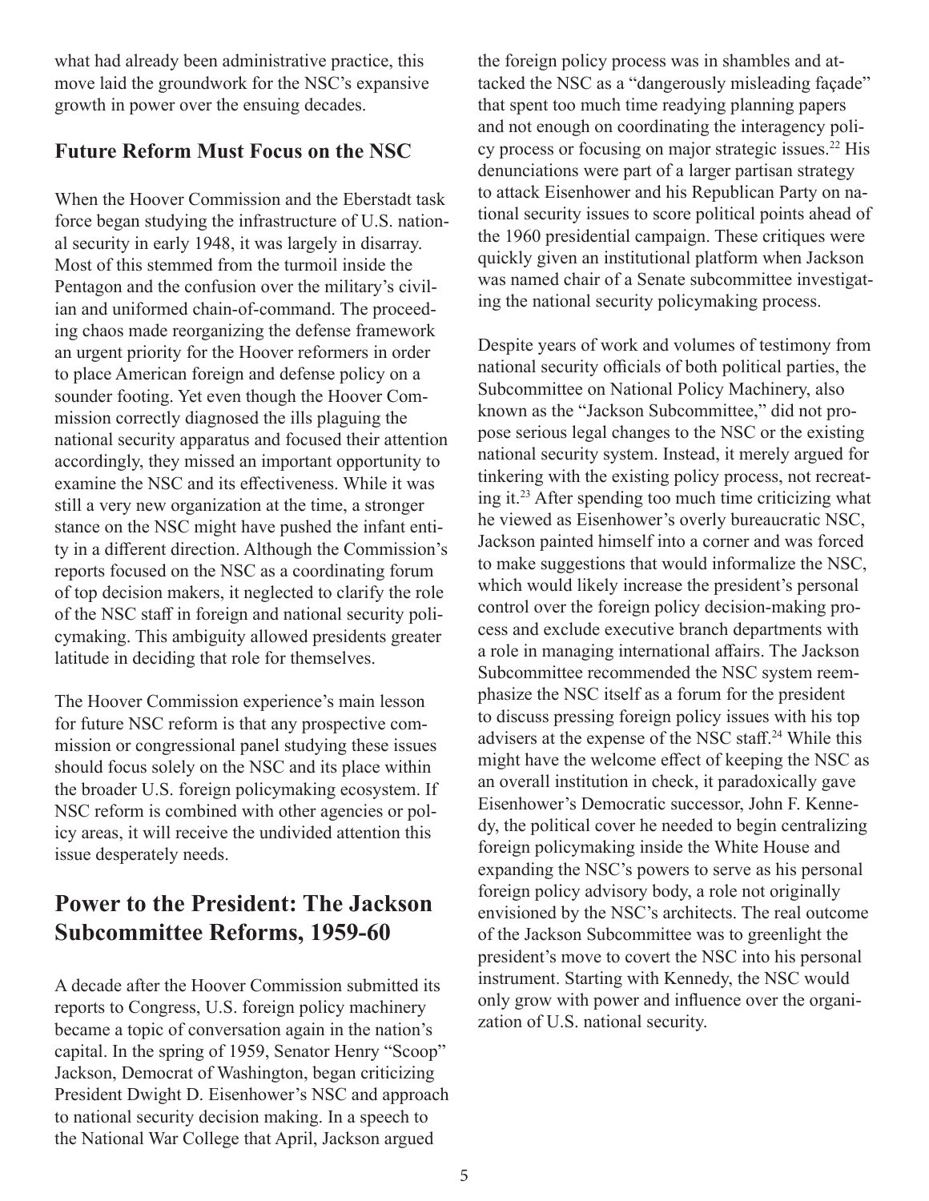what had already been administrative practice, this move laid the groundwork for the NSC's expansive growth in power over the ensuing decades.

### Future Reform Must Focus on the NSC

When the Hoover Commission and the Eberstadt task force began studying the infrastructure of U.S. national security in early 1948, it was largely in disarray. Most of this stemmed from the turmoil inside the Pentagon and the confusion over the military's civilian and uniformed chain-of-command. The proceeding chaos made reorganizing the defense framework an urgent priority for the Hoover reformers in order to place American foreign and defense policy on a sounder footing. Yet even though the Hoover Commission correctly diagnosed the ills plaguing the national security apparatus and focused their attention accordingly, they missed an important opportunity to examine the NSC and its effectiveness. While it was still a very new organization at the time, a stronger stance on the NSC might have pushed the infant entity in a different direction. Although the Commission's reports focused on the NSC as a coordinating forum of top decision makers, it neglected to clarify the role of the NSC staff in foreign and national security policymaking. This ambiguity allowed presidents greater latitude in deciding that role for themselves.

The Hoover Commission experience's main lesson for future NSC reform is that any prospective commission or congressional panel studying these issues should focus solely on the NSC and its place within the broader U.S. foreign policymaking ecosystem. If NSC reform is combined with other agencies or policy areas, it will receive the undivided attention this issue desperately needs.

## Power to the President: The Jackson Subcommittee Reforms, 1959-60

A decade after the Hoover Commission submitted its reports to Congress, U.S. foreign policy machinery became a topic of conversation again in the nation's capital. In the spring of 1959, Senator Henry "Scoop" Jackson, Democrat of Washington, began criticizing President Dwight D. Eisenhower's NSC and approach to national security decision making. In a speech to the National War College that April, Jackson argued the foreign policy process was in shambles and attacked the NSC as a "dangerously misleading façade" that spent too much time readying planning papers and not enough on coordinating the interagency policy process or focusing on major strategic issues.[22] His denunciations were part of a larger partisan strategy to attack Eisenhower and his Republican Party on national security issues to score political points ahead of the 1960 presidential campaign. These critiques were quickly given an institutional platform when Jackson was named chair of a Senate subcommittee investigating the national security policymaking process.

Despite years of work and volumes of testimony from national security officials of both political parties, the Subcommittee on National Policy Machinery, also known as the "Jackson Subcommittee," did not propose serious legal changes to the NSC or the existing national security system. Instead, it merely argued for tinkering with the existing policy process, not recreating it.[23] After spending too much time criticizing what he viewed as Eisenhower's overly bureaucratic NSC, Jackson painted himself into a corner and was forced to make suggestions that would informalize the NSC, which would likely increase the president's personal control over the foreign policy decision-making process and exclude executive branch departments with a role in managing international affairs. The Jackson Subcommittee recommended the NSC system reemphasize the NSC itself as a forum for the president to discuss pressing foreign policy issues with his top advisers at the expense of the NSC staff.[24] While this might have the welcome effect of keeping the NSC as an overall institution in check, it paradoxically gave Eisenhower's Democratic successor, John F. Kennedy, the political cover he needed to begin centralizing foreign policymaking inside the White House and expanding the NSC's powers to serve as his personal foreign policy advisory body, a role not originally envisioned by the NSC's architects. The real outcome of the Jackson Subcommittee was to greenlight the president's move to covert the NSC into his personal instrument. Starting with Kennedy, the NSC would only grow with power and influence over the organization of U.S. national security.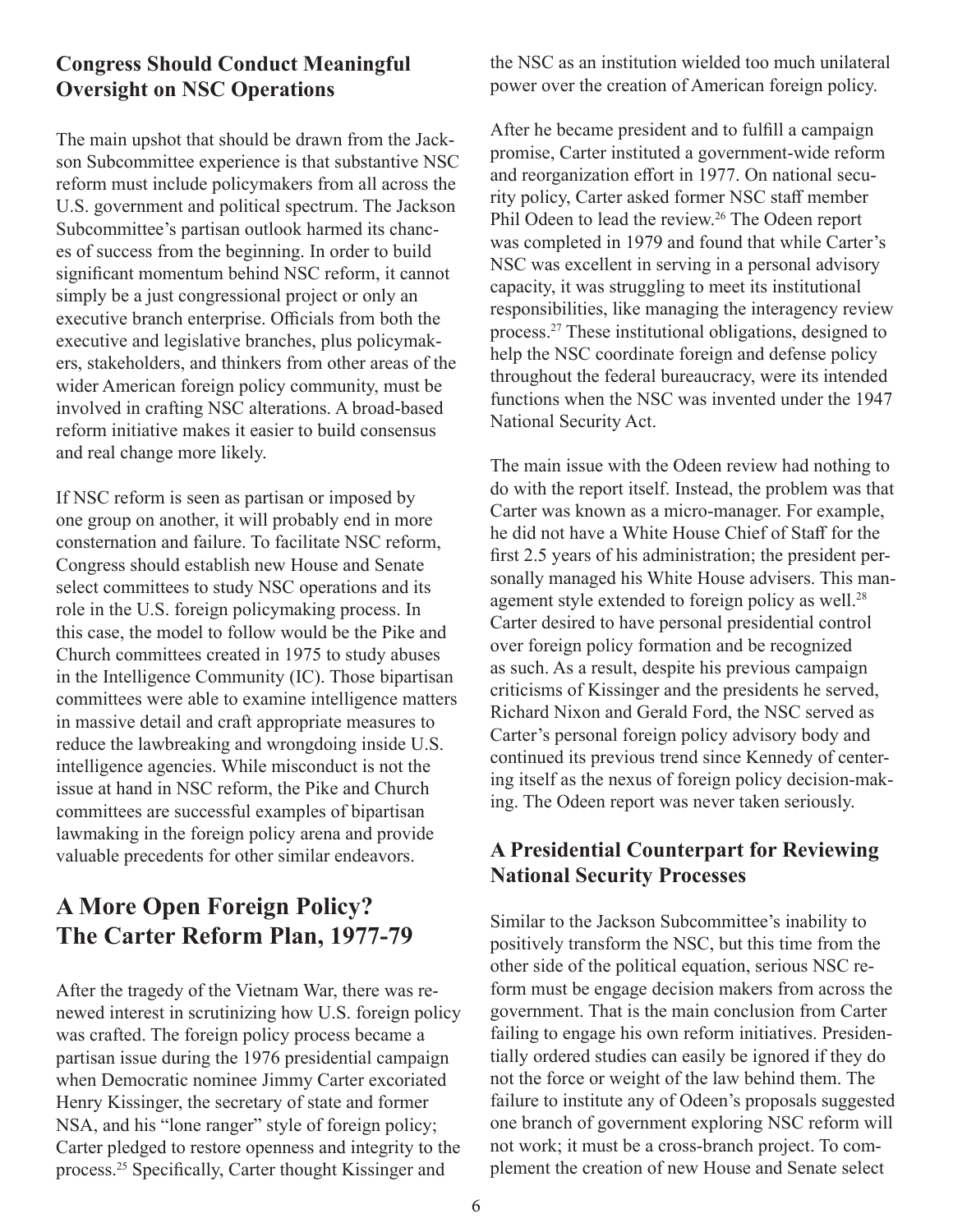### Congress Should Conduct Meaningful Oversight on NSC Operations

The main upshot that should be drawn from the Jackson Subcommittee experience is that substantive NSC reform must include policymakers from all across the U.S. government and political spectrum. The Jackson Subcommittee's partisan outlook harmed its chances of success from the beginning. In order to build significant momentum behind NSC reform, it cannot simply be a just congressional project or only an executive branch enterprise. Officials from both the executive and legislative branches, plus policymakers, stakeholders, and thinkers from other areas of the wider American foreign policy community, must be involved in crafting NSC alterations. A broad-based reform initiative makes it easier to build consensus and real change more likely.

If NSC reform is seen as partisan or imposed by one group on another, it will probably end in more consternation and failure. To facilitate NSC reform, Congress should establish new House and Senate select committees to study NSC operations and its role in the U.S. foreign policymaking process. In this case, the model to follow would be the Pike and Church committees created in 1975 to study abuses in the Intelligence Community (IC). Those bipartisan committees were able to examine intelligence matters in massive detail and craft appropriate measures to reduce the lawbreaking and wrongdoing inside U.S. intelligence agencies. While misconduct is not the issue at hand in NSC reform, the Pike and Church committees are successful examples of bipartisan lawmaking in the foreign policy arena and provide valuable precedents for other similar endeavors.

## A More Open Foreign Policy? The Carter Reform Plan, 1977-79

After the tragedy of the Vietnam War, there was renewed interest in scrutinizing how U.S. foreign policy was crafted. The foreign policy process became a partisan issue during the 1976 presidential campaign when Democratic nominee Jimmy Carter excoriated Henry Kissinger, the secretary of state and former NSA, and his "lone ranger" style of foreign policy; Carter pledged to restore openness and integrity to the process.[25] Specifically, Carter thought Kissinger and the NSC as an institution wielded too much unilateral power over the creation of American foreign policy.

After he became president and to fulfill a campaign promise, Carter instituted a government-wide reform and reorganization effort in 1977. On national security policy, Carter asked former NSC staff member Phil Odeen to lead the review.[26] The Odeen report was completed in 1979 and found that while Carter's NSC was excellent in serving in a personal advisory capacity, it was struggling to meet its institutional responsibilities, like managing the interagency review process.[27] These institutional obligations, designed to help the NSC coordinate foreign and defense policy throughout the federal bureaucracy, were its intended functions when the NSC was invented under the 1947 National Security Act.

The main issue with the Odeen review had nothing to do with the report itself. Instead, the problem was that Carter was known as a micro-manager. For example, he did not have a White House Chief of Staff for the first 2.5 years of his administration; the president personally managed his White House advisers. This management style extended to foreign policy as well.[28] Carter desired to have personal presidential control over foreign policy formation and be recognized as such. As a result, despite his previous campaign criticisms of Kissinger and the presidents he served, Richard Nixon and Gerald Ford, the NSC served as Carter's personal foreign policy advisory body and continued its previous trend since Kennedy of centering itself as the nexus of foreign policy decision-making. The Odeen report was never taken seriously.

### A Presidential Counterpart for Reviewing National Security Processes

Similar to the Jackson Subcommittee's inability to positively transform the NSC, but this time from the other side of the political equation, serious NSC reform must be engage decision makers from across the government. That is the main conclusion from Carter failing to engage his own reform initiatives. Presidentially ordered studies can easily be ignored if they do not the force or weight of the law behind them. The failure to institute any of Odeen's proposals suggested one branch of government exploring NSC reform will not work; it must be a cross-branch project. To complement the creation of new House and Senate select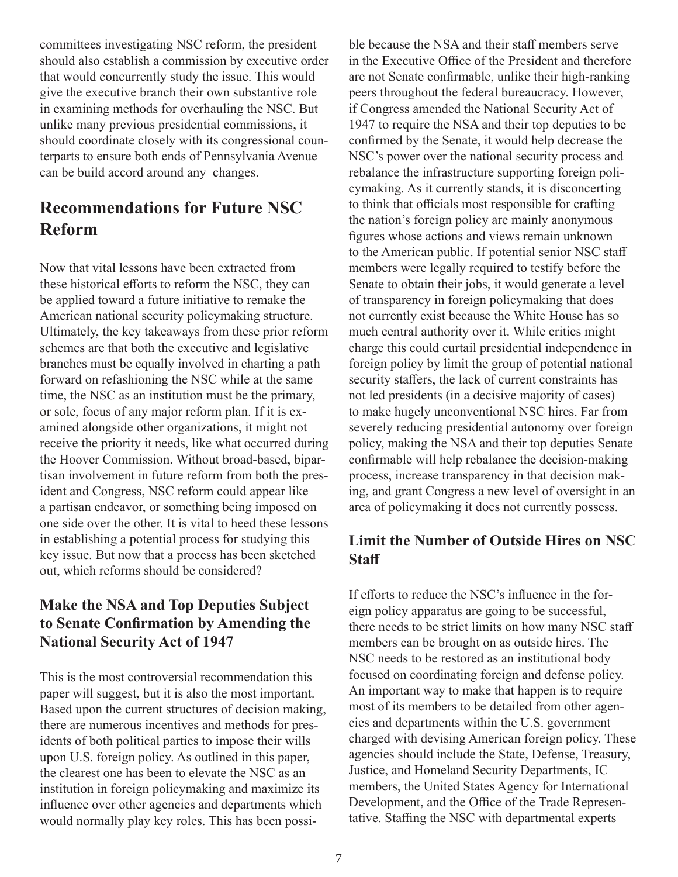committees investigating NSC reform, the president should also establish a commission by executive order that would concurrently study the issue. This would give the executive branch their own substantive role in examining methods for overhauling the NSC. But unlike many previous presidential commissions, it should coordinate closely with its congressional counterparts to ensure both ends of Pennsylvania Avenue can be build accord around any changes.

## Recommendations for Future NSC Reform

Now that vital lessons have been extracted from these historical efforts to reform the NSC, they can be applied toward a future initiative to remake the American national security policymaking structure. Ultimately, the key takeaways from these prior reform schemes are that both the executive and legislative branches must be equally involved in charting a path forward on refashioning the NSC while at the same time, the NSC as an institution must be the primary, or sole, focus of any major reform plan. If it is examined alongside other organizations, it might not receive the priority it needs, like what occurred during the Hoover Commission. Without broad-based, bipartisan involvement in future reform from both the president and Congress, NSC reform could appear like a partisan endeavor, or something being imposed on one side over the other. It is vital to heed these lessons in establishing a potential process for studying this key issue. But now that a process has been sketched out, which reforms should be considered?

### Make the NSA and Top Deputies Subject to Senate Confirmation by Amending the National Security Act of 1947

This is the most controversial recommendation this paper will suggest, but it is also the most important. Based upon the current structures of decision making, there are numerous incentives and methods for presidents of both political parties to impose their wills upon U.S. foreign policy. As outlined in this paper, the clearest one has been to elevate the NSC as an institution in foreign policymaking and maximize its influence over other agencies and departments which would normally play key roles. This has been possible because the NSA and their staff members serve in the Executive Office of the President and therefore are not Senate confirmable, unlike their high-ranking peers throughout the federal bureaucracy. However, if Congress amended the National Security Act of 1947 to require the NSA and their top deputies to be confirmed by the Senate, it would help decrease the NSC's power over the national security process and rebalance the infrastructure supporting foreign policymaking. As it currently stands, it is disconcerting to think that officials most responsible for crafting the nation's foreign policy are mainly anonymous figures whose actions and views remain unknown to the American public. If potential senior NSC staff members were legally required to testify before the Senate to obtain their jobs, it would generate a level of transparency in foreign policymaking that does not currently exist because the White House has so much central authority over it. While critics might charge this could curtail presidential independence in foreign policy by limit the group of potential national security staffers, the lack of current constraints has not led presidents (in a decisive majority of cases) to make hugely unconventional NSC hires. Far from severely reducing presidential autonomy over foreign policy, making the NSA and their top deputies Senate confirmable will help rebalance the decision-making process, increase transparency in that decision making, and grant Congress a new level of oversight in an area of policymaking it does not currently possess.

### Limit the Number of Outside Hires on NSC Staff

If efforts to reduce the NSC's influence in the foreign policy apparatus are going to be successful, there needs to be strict limits on how many NSC staff members can be brought on as outside hires. The NSC needs to be restored as an institutional body focused on coordinating foreign and defense policy. An important way to make that happen is to require most of its members to be detailed from other agencies and departments within the U.S. government charged with devising American foreign policy. These agencies should include the State, Defense, Treasury, Justice, and Homeland Security Departments, IC members, the United States Agency for International Development, and the Office of the Trade Representative. Staffing the NSC with departmental experts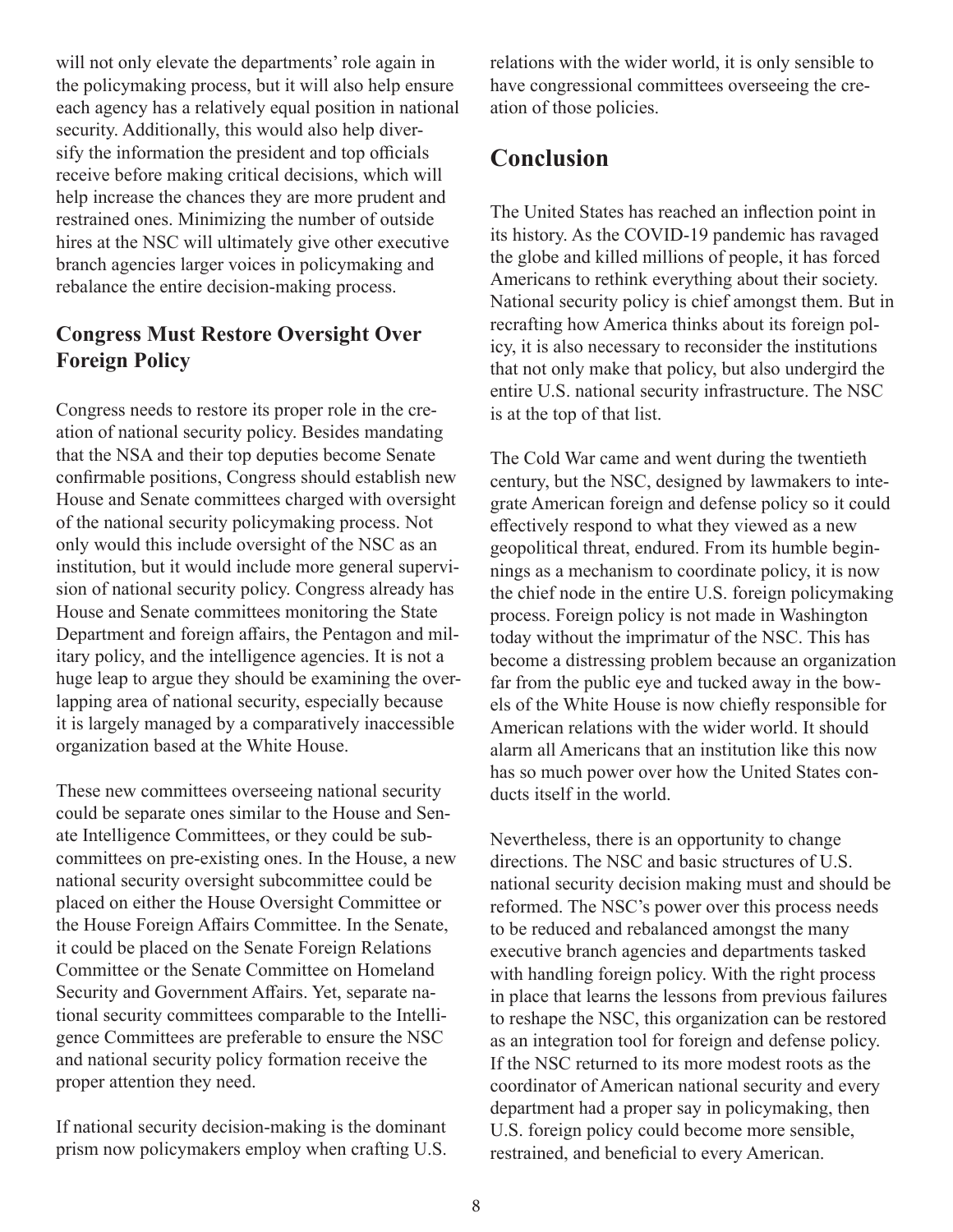will not only elevate the departments' role again in the policymaking process, but it will also help ensure each agency has a relatively equal position in national security. Additionally, this would also help diversify the information the president and top officials receive before making critical decisions, which will help increase the chances they are more prudent and restrained ones. Minimizing the number of outside hires at the NSC will ultimately give other executive branch agencies larger voices in policymaking and rebalance the entire decision-making process.

### Congress Must Restore Oversight Over Foreign Policy

Congress needs to restore its proper role in the creation of national security policy. Besides mandating that the NSA and their top deputies become Senate confirmable positions, Congress should establish new House and Senate committees charged with oversight of the national security policymaking process. Not only would this include oversight of the NSC as an institution, but it would include more general supervision of national security policy. Congress already has House and Senate committees monitoring the State Department and foreign affairs, the Pentagon and military policy, and the intelligence agencies. It is not a huge leap to argue they should be examining the overlapping area of national security, especially because it is largely managed by a comparatively inaccessible organization based at the White House.

These new committees overseeing national security could be separate ones similar to the House and Senate Intelligence Committees, or they could be subcommittees on pre-existing ones. In the House, a new national security oversight subcommittee could be placed on either the House Oversight Committee or the House Foreign Affairs Committee. In the Senate, it could be placed on the Senate Foreign Relations Committee or the Senate Committee on Homeland Security and Government Affairs. Yet, separate national security committees comparable to the Intelligence Committees are preferable to ensure the NSC and national security policy formation receive the proper attention they need.

If national security decision-making is the dominant prism now policymakers employ when crafting U.S. relations with the wider world, it is only sensible to have congressional committees overseeing the creation of those policies.

## Conclusion

The United States has reached an inflection point in its history. As the COVID-19 pandemic has ravaged the globe and killed millions of people, it has forced Americans to rethink everything about their society. National security policy is chief amongst them. But in recrafting how America thinks about its foreign policy, it is also necessary to reconsider the institutions that not only make that policy, but also undergird the entire U.S. national security infrastructure. The NSC is at the top of that list.

The Cold War came and went during the twentieth century, but the NSC, designed by lawmakers to integrate American foreign and defense policy so it could effectively respond to what they viewed as a new geopolitical threat, endured. From its humble beginnings as a mechanism to coordinate policy, it is now the chief node in the entire U.S. foreign policymaking process. Foreign policy is not made in Washington today without the imprimatur of the NSC. This has become a distressing problem because an organization far from the public eye and tucked away in the bowels of the White House is now chiefly responsible for American relations with the wider world. It should alarm all Americans that an institution like this now has so much power over how the United States conducts itself in the world.

Nevertheless, there is an opportunity to change directions. The NSC and basic structures of U.S. national security decision making must and should be reformed. The NSC's power over this process needs to be reduced and rebalanced amongst the many executive branch agencies and departments tasked with handling foreign policy. With the right process in place that learns the lessons from previous failures to reshape the NSC, this organization can be restored as an integration tool for foreign and defense policy. If the NSC returned to its more modest roots as the coordinator of American national security and every department had a proper say in policymaking, then U.S. foreign policy could become more sensible, restrained, and beneficial to every American.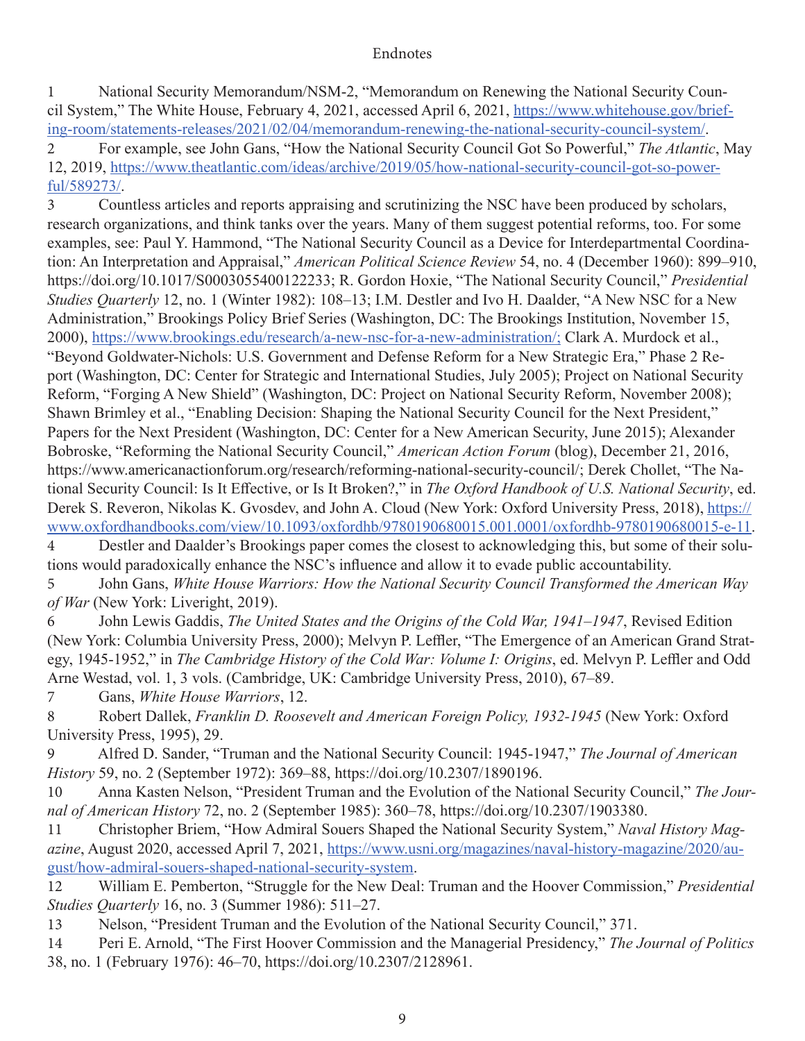# Endnotes

1 National Security Memorandum/NSM-2, "Memorandum on Renewing the National Security Council System," The White House, February 4, 2021, accessed April 6, 2021, https://www.whitehouse.gov/briefing-room/statements-releases/2021/02/04/memorandum-renewing-the-national-security-council-system/.

2 For example, see John Gans, "How the National Security Council Got So Powerful," *The Atlantic*, May 12, 2019, https://www.theatlantic.com/ideas/archive/2019/05/how-national-security-council-got-so-powerful/589273/.

3 Countless articles and reports appraising and scrutinizing the NSC have been produced by scholars, research organizations, and think tanks over the years. Many of them suggest potential reforms, too. For some examples, see: Paul Y. Hammond, "The National Security Council as a Device for Interdepartmental Coordination: An Interpretation and Appraisal," *American Political Science Review* 54, no. 4 (December 1960): 899–910, https://doi.org/10.1017/S0003055400122233; R. Gordon Hoxie, "The National Security Council," *Presidential Studies Quarterly* 12, no. 1 (Winter 1982): 108–13; I.M. Destler and Ivo H. Daalder, "A New NSC for a New Administration," Brookings Policy Brief Series (Washington, DC: The Brookings Institution, November 15, 2000), https://www.brookings.edu/research/a-new-nsc-for-a-new-administration/; Clark A. Murdock et al., "Beyond Goldwater-Nichols: U.S. Government and Defense Reform for a New Strategic Era," Phase 2 Report (Washington, DC: Center for Strategic and International Studies, July 2005); Project on National Security Reform, "Forging A New Shield" (Washington, DC: Project on National Security Reform, November 2008); Shawn Brimley et al., "Enabling Decision: Shaping the National Security Council for the Next President," Papers for the Next President (Washington, DC: Center for a New American Security, June 2015); Alexander Bobroske, "Reforming the National Security Council," *American Action Forum* (blog), December 21, 2016, https://www.americanactionforum.org/research/reforming-national-security-council/; Derek Chollet, "The National Security Council: Is It Effective, or Is It Broken?," in *The Oxford Handbook of U.S. National Security*, ed. Derek S. Reveron, Nikolas K. Gvosdev, and John A. Cloud (New York: Oxford University Press, 2018), https://www.oxfordhandbooks.com/view/10.1093/oxfordhb/9780190680015.001.0001/oxfordhb-9780190680015-e-11.

4 Destler and Daalder's Brookings paper comes the closest to acknowledging this, but some of their solutions would paradoxically enhance the NSC's influence and allow it to evade public accountability.

5 John Gans, *White House Warriors: How the National Security Council Transformed the American Way of War* (New York: Liveright, 2019).

6 John Lewis Gaddis, *The United States and the Origins of the Cold War, 1941–1947*, Revised Edition (New York: Columbia University Press, 2000); Melvyn P. Leffler, "The Emergence of an American Grand Strategy, 1945-1952," in *The Cambridge History of the Cold War: Volume I: Origins*, ed. Melvyn P. Leffler and Odd Arne Westad, vol. 1, 3 vols. (Cambridge, UK: Cambridge University Press, 2010), 67–89.

7 Gans, *White House Warriors*, 12.

8 Robert Dallek, *Franklin D. Roosevelt and American Foreign Policy, 1932-1945* (New York: Oxford University Press, 1995), 29.

9 Alfred D. Sander, "Truman and the National Security Council: 1945-1947," *The Journal of American History* 59, no. 2 (September 1972): 369–88, https://doi.org/10.2307/1890196.

10 Anna Kasten Nelson, "President Truman and the Evolution of the National Security Council," *The Journal of American History* 72, no. 2 (September 1985): 360–78, https://doi.org/10.2307/1903380.

11 Christopher Briem, "How Admiral Souers Shaped the National Security System," *Naval History Magazine*, August 2020, accessed April 7, 2021, https://www.usni.org/magazines/naval-history-magazine/2020/august/how-admiral-souers-shaped-national-security-system.

12 William E. Pemberton, "Struggle for the New Deal: Truman and the Hoover Commission," *Presidential Studies Quarterly* 16, no. 3 (Summer 1986): 511–27.

13 Nelson, "President Truman and the Evolution of the National Security Council," 371.

14 Peri E. Arnold, "The First Hoover Commission and the Managerial Presidency," *The Journal of Politics* 38, no. 1 (February 1976): 46–70, https://doi.org/10.2307/2128961.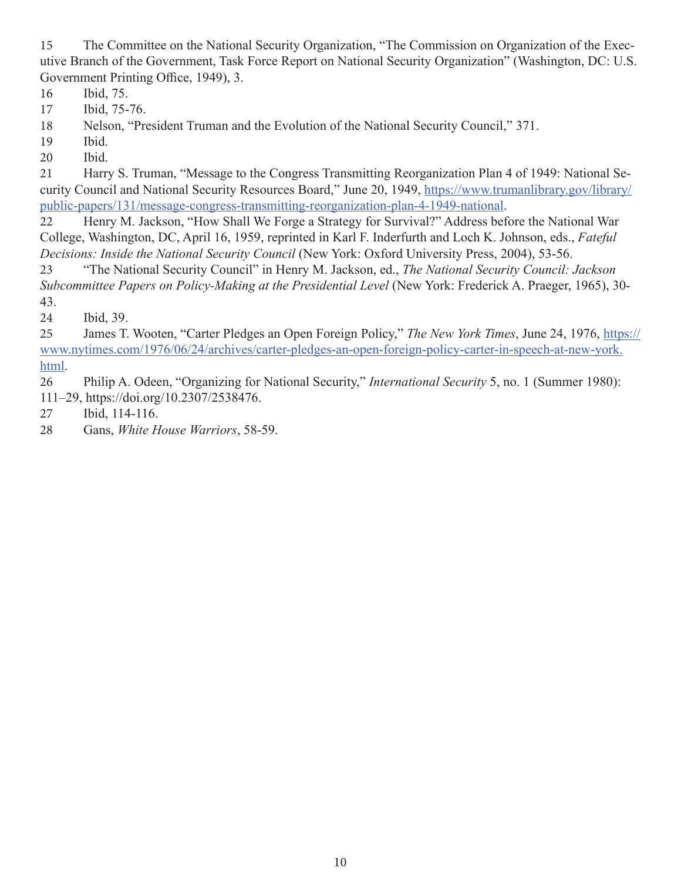15 The Committee on the National Security Organization, "The Commission on Organization of the Executive Branch of the Government, Task Force Report on National Security Organization" (Washington, DC: U.S. Government Printing Office, 1949), 3.

16 Ibid, 75.

17 Ibid, 75-76.

18 Nelson, "President Truman and the Evolution of the National Security Council," 371.

19 Ibid.

20 Ibid.

21 Harry S. Truman, "Message to the Congress Transmitting Reorganization Plan 4 of 1949: National Security Council and National Security Resources Board," June 20, 1949, https://www.trumanlibrary.gov/library/public-papers/131/message-congress-transmitting-reorganization-plan-4-1949-national.

22 Henry M. Jackson, "How Shall We Forge a Strategy for Survival?" Address before the National War College, Washington, DC, April 16, 1959, reprinted in Karl F. Inderfurth and Loch K. Johnson, eds., *Fateful Decisions: Inside the National Security Council* (New York: Oxford University Press, 2004), 53-56.

23 "The National Security Council" in Henry M. Jackson, ed., *The National Security Council: Jackson Subcommittee Papers on Policy-Making at the Presidential Level* (New York: Frederick A. Praeger, 1965), 30-43.

24 Ibid, 39.

25 James T. Wooten, "Carter Pledges an Open Foreign Policy," *The New York Times*, June 24, 1976, https://www.nytimes.com/1976/06/24/archives/carter-pledges-an-open-foreign-policy-carter-in-speech-at-new-york.html.

26 Philip A. Odeen, "Organizing for National Security," *International Security* 5, no. 1 (Summer 1980): 111–29, https://doi.org/10.2307/2538476.

27 Ibid, 114-116.

28 Gans, *White House Warriors*, 58-59.